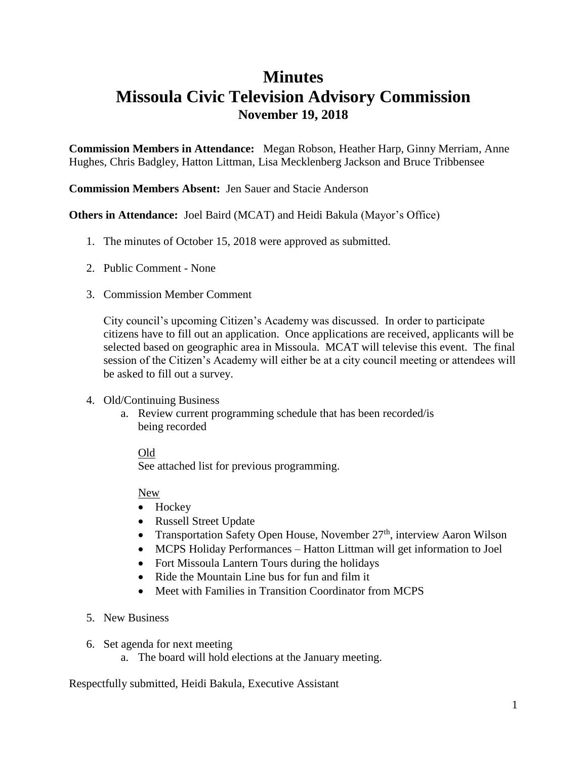# Minutes
# Missoula Civic Television Advisory Commission
### November 19, 2018

**Commission Members in Attendance:** Megan Robson, Heather Harp, Ginny Merriam, Anne Hughes, Chris Badgley, Hatton Littman, Lisa Mecklenberg Jackson and Bruce Tribbensee

**Commission Members Absent:** Jen Sauer and Stacie Anderson

**Others in Attendance:** Joel Baird (MCAT) and Heidi Bakula (Mayor's Office)

1. The minutes of October 15, 2018 were approved as submitted.

2. Public Comment - None

3. Commission Member Comment

   City council's upcoming Citizen's Academy was discussed. In order to participate citizens have to fill out an application. Once applications are received, applicants will be selected based on geographic area in Missoula. MCAT will televise this event. The final session of the Citizen's Academy will either be at a city council meeting or attendees will be asked to fill out a survey.

4. Old/Continuing Business
   a. Review current programming schedule that has been recorded/is being recorded

      Old
      See attached list for previous programming.

      New
      - Hockey
      - Russell Street Update
      - Transportation Safety Open House, November 27th, interview Aaron Wilson
      - MCPS Holiday Performances – Hatton Littman will get information to Joel
      - Fort Missoula Lantern Tours during the holidays
      - Ride the Mountain Line bus for fun and film it
      - Meet with Families in Transition Coordinator from MCPS

5. New Business

6. Set agenda for next meeting
   a. The board will hold elections at the January meeting.

Respectfully submitted, Heidi Bakula, Executive Assistant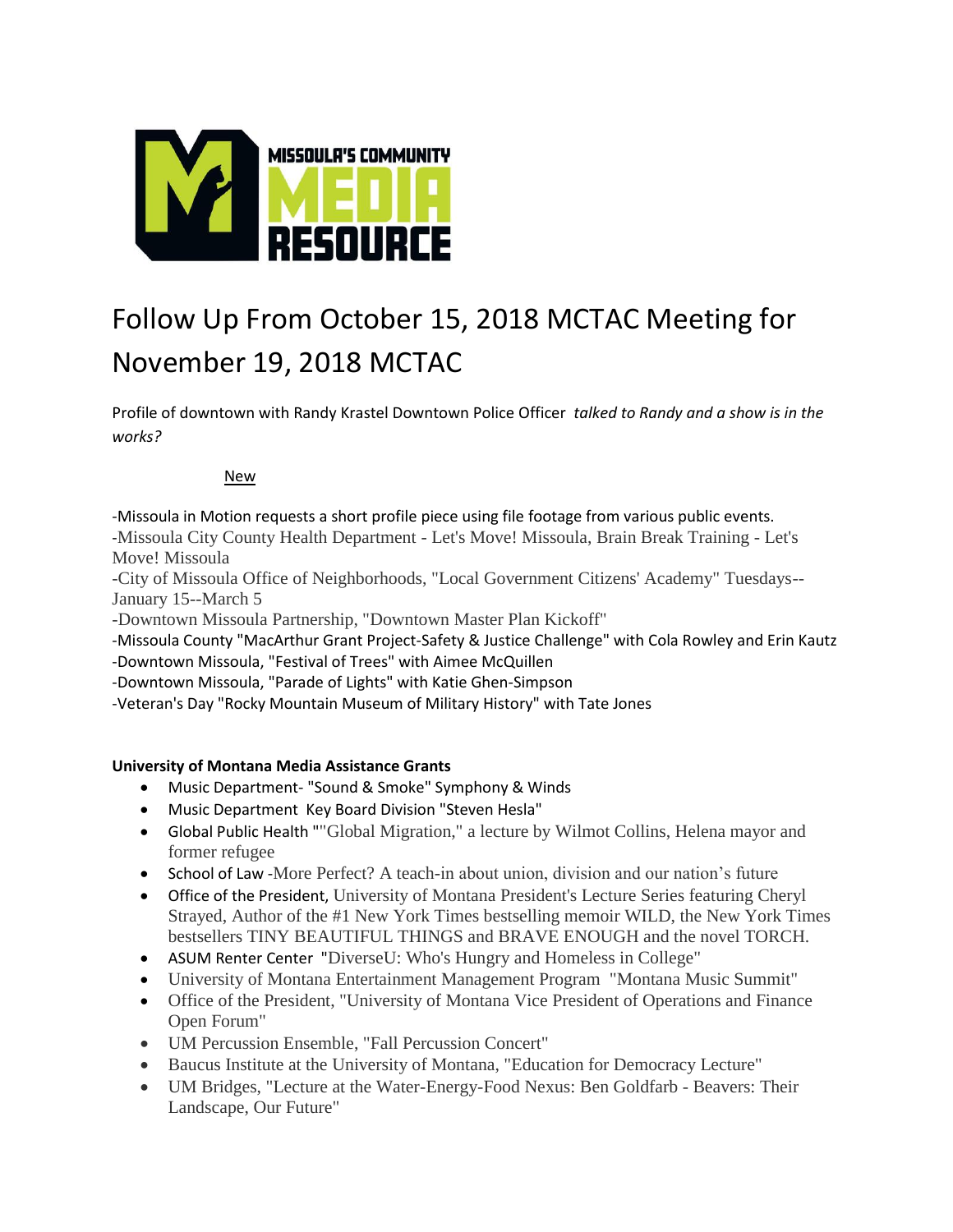# Follow Up From October 15, 2018 MCTAC Meeting for November 19, 2018 MCTAC

Profile of downtown with Randy Krastel Downtown Police Officer *talked to Randy and a show is in the works?*

New

-Missoula in Motion requests a short profile piece using file footage from various public events.
-Missoula City County Health Department - Let's Move! Missoula, Brain Break Training - Let's Move! Missoula
-City of Missoula Office of Neighborhoods, "Local Government Citizens' Academy" Tuesdays--January 15--March 5
-Downtown Missoula Partnership, "Downtown Master Plan Kickoff"
-Missoula County "MacArthur Grant Project-Safety & Justice Challenge" with Cola Rowley and Erin Kautz
-Downtown Missoula, "Festival of Trees" with Aimee McQuillen
-Downtown Missoula, "Parade of Lights" with Katie Ghen-Simpson
-Veteran's Day "Rocky Mountain Museum of Military History" with Tate Jones

**University of Montana Media Assistance Grants**

- Music Department- "Sound & Smoke" Symphony & Winds
- Music Department Key Board Division "Steven Hesla"
- Global Public Health ""Global Migration," a lecture by Wilmot Collins, Helena mayor and former refugee
- School of Law -More Perfect? A teach-in about union, division and our nation's future
- Office of the President, University of Montana President's Lecture Series featuring Cheryl Strayed, Author of the #1 New York Times bestselling memoir WILD, the New York Times bestsellers TINY BEAUTIFUL THINGS and BRAVE ENOUGH and the novel TORCH.
- ASUM Renter Center "DiverseU: Who's Hungry and Homeless in College"
- University of Montana Entertainment Management Program "Montana Music Summit"
- Office of the President, "University of Montana Vice President of Operations and Finance Open Forum"
- UM Percussion Ensemble, "Fall Percussion Concert"
- Baucus Institute at the University of Montana, "Education for Democracy Lecture"
- UM Bridges, "Lecture at the Water-Energy-Food Nexus: Ben Goldfarb - Beavers: Their Landscape, Our Future"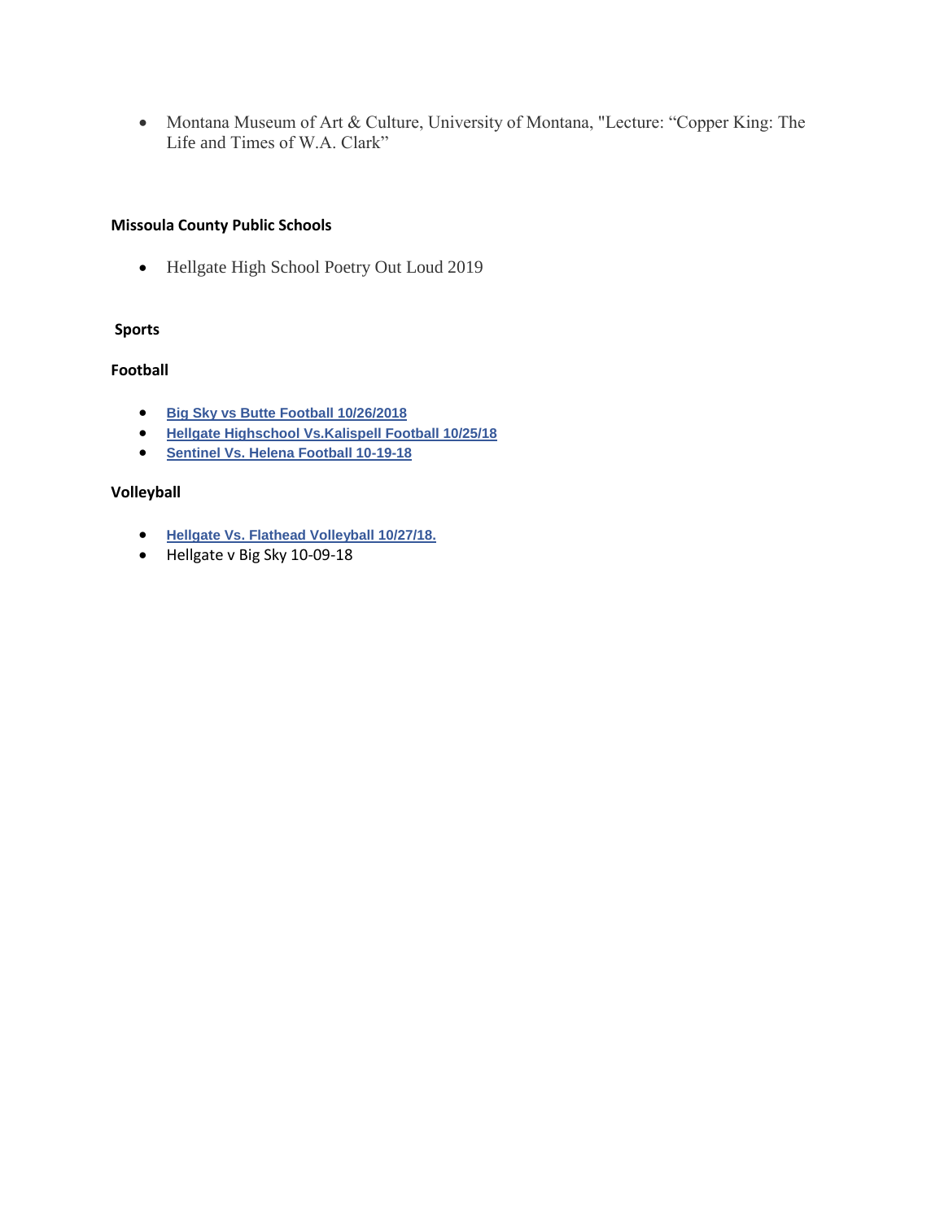- Montana Museum of Art & Culture, University of Montana, "Lecture: "Copper King: The Life and Times of W.A. Clark"

**Missoula County Public Schools**

- Hellgate High School Poetry Out Loud 2019

**Sports**

**Football**

- Big Sky vs Butte Football 10/26/2018
- Hellgate Highschool Vs.Kalispell Football 10/25/18
- Sentinel Vs. Helena Football 10-19-18

**Volleyball**

- Hellgate Vs. Flathead Volleyball 10/27/18.
- Hellgate v Big Sky 10-09-18